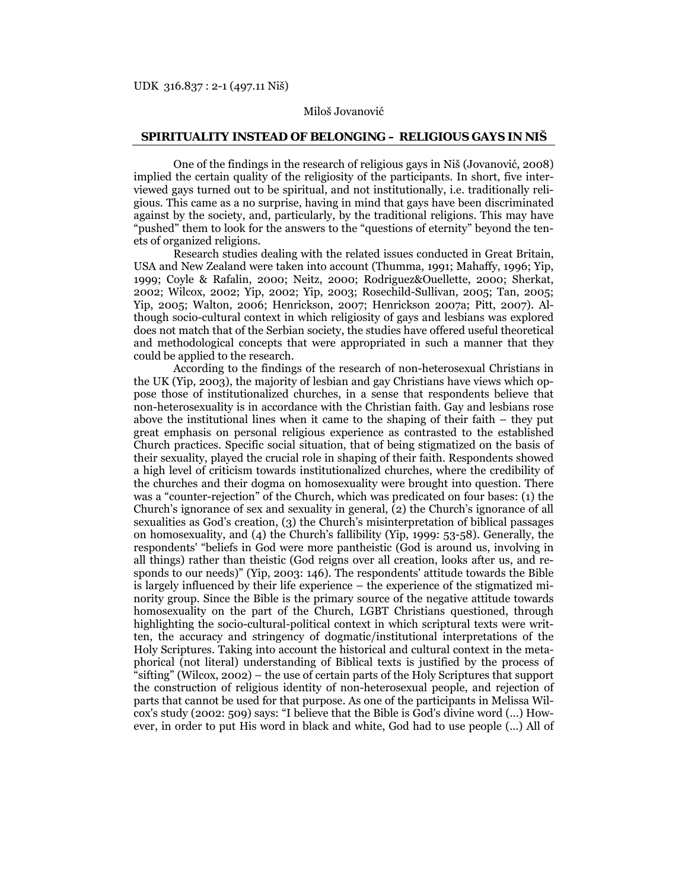UDK 316.837 : 2-1 (497.11 Niš)

Miloš Jovanović

# SPIRITUALITY INSTEAD OF BELONGING – RELIGIOUS GAYS IN NIŠ

One of the findings in the research of religious gays in Niš (Jovanović, 2008) implied the certain quality of the religiosity of the participants. In short, five interviewed gays turned out to be spiritual, and not institutionally, i.e. traditionally religious. This came as a no surprise, having in mind that gays have been discriminated against by the society, and, particularly, by the traditional religions. This may have "pushed" them to look for the answers to the "questions of eternity" beyond the tenets of organized religions.

Research studies dealing with the related issues conducted in Great Britain, USA and New Zealand were taken into account (Thumma, 1991; Mahaffy, 1996; Yip, 1999; Coyle & Rafalin, 2000; Neitz, 2000; Rodriguez&Ouellette, 2000; Sherkat, 2002; Wilcox, 2002; Yip, 2002; Yip, 2003; Rosechild-Sullivan, 2005; Tan, 2005; Yip, 2005; Walton, 2006; Henrickson, 2007; Henrickson 2007a; Pitt, 2007). Although socio-cultural context in which religiosity of gays and lesbians was explored does not match that of the Serbian society, the studies have offered useful theoretical and methodological concepts that were appropriated in such a manner that they could be applied to the research.

According to the findings of the research of non-heterosexual Christians in the UK (Yip, 2003), the majority of lesbian and gay Christians have views which oppose those of institutionalized churches, in a sense that respondents believe that non-heterosexuality is in accordance with the Christian faith. Gay and lesbians rose above the institutional lines when it came to the shaping of their faith – they put great emphasis on personal religious experience as contrasted to the established Church practices. Specific social situation, that of being stigmatized on the basis of their sexuality, played the crucial role in shaping of their faith. Respondents showed a high level of criticism towards institutionalized churches, where the credibility of the churches and their dogma on homosexuality were brought into question. There was a "counter-rejection" of the Church, which was predicated on four bases: (1) the Church's ignorance of sex and sexuality in general, (2) the Church's ignorance of all sexualities as God's creation, (3) the Church's misinterpretation of biblical passages on homosexuality, and (4) the Church's fallibility (Yip, 1999: 53-58). Generally, the respondents' "beliefs in God were more pantheistic (God is around us, involving in all things) rather than theistic (God reigns over all creation, looks after us, and responds to our needs)" (Yip, 2003: 146). The respondents' attitude towards the Bible is largely influenced by their life experience – the experience of the stigmatized minority group. Since the Bible is the primary source of the negative attitude towards homosexuality on the part of the Church, LGBT Christians questioned, through highlighting the socio-cultural-political context in which scriptural texts were written, the accuracy and stringency of dogmatic/institutional interpretations of the Holy Scriptures. Taking into account the historical and cultural context in the metaphorical (not literal) understanding of Biblical texts is justified by the process of "sifting" (Wilcox, 2002) – the use of certain parts of the Holy Scriptures that support the construction of religious identity of non-heterosexual people, and rejection of parts that cannot be used for that purpose. As one of the participants in Melissa Wilcox's study (2002: 509) says: "I believe that the Bible is God's divine word (...) However, in order to put His word in black and white, God had to use people (...) All of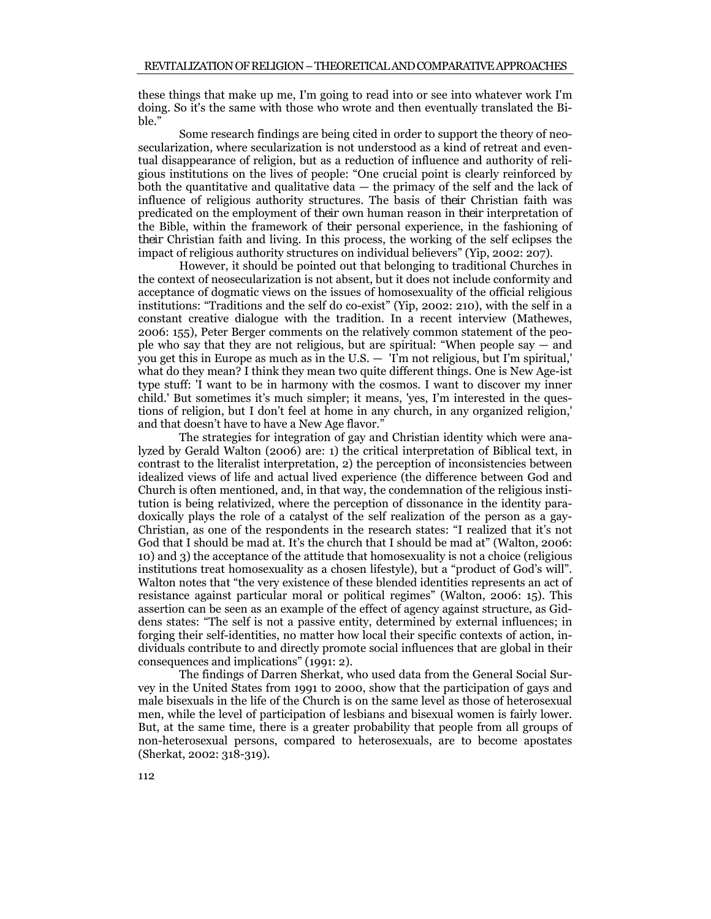these things that make up me, I'm going to read into or see into whatever work I'm doing. So it's the same with those who wrote and then eventually translated the Bible."

Some research findings are being cited in order to support the theory of neosecularization, where secularization is not understood as a kind of retreat and eventual disappearance of religion, but as a reduction of influence and authority of religious institutions on the lives of people: "One crucial point is clearly reinforced by both the quantitative and qualitative data — the primacy of the self and the lack of influence of religious authority structures. The basis of *their* Christian faith was predicated on the employment of *their* own human reason in *their* interpretation of the Bible, within the framework of *their* personal experience, in the fashioning of *their* Christian faith and living. In this process, the working of the self eclipses the impact of religious authority structures on individual believers" (Yip, 2002: 207).

However, it should be pointed out that belonging to traditional Churches in the context of neosecularization is not absent, but it does not include conformity and acceptance of dogmatic views on the issues of homosexuality of the official religious institutions: "Traditions and the self do co-exist" (Yip, 2002: 210), with the self in a constant creative dialogue with the tradition. In a recent interview (Mathewes, 2006: 155), Peter Berger comments on the relatively common statement of the people who say that they are not religious, but are spiritual: "When people say — and you get this in Europe as much as in the U.S. — 'I'm not religious, but I'm spiritual,' what do they mean? I think they mean two quite different things. One is New Age-ist type stuff: 'I want to be in harmony with the cosmos. I want to discover my inner child.' But sometimes it's much simpler; it means, 'yes, I'm interested in the questions of religion, but I don't feel at home in any church, in any organized religion,' and that doesn't have to have a New Age flavor."

The strategies for integration of gay and Christian identity which were analyzed by Gerald Walton (2006) are: 1) the critical interpretation of Biblical text, in contrast to the literalist interpretation, 2) the perception of inconsistencies between idealized views of life and actual lived experience (the difference between God and Church is often mentioned, and, in that way, the condemnation of the religious institution is being relativized, where the perception of dissonance in the identity paradoxically plays the role of a catalyst of the self realization of the person as a gay-Christian, as one of the respondents in the research states: "I realized that it's not God that I should be mad at. It's the church that I should be mad at" (Walton, 2006: 10) and 3) the acceptance of the attitude that homosexuality is not a choice (religious institutions treat homosexuality as a chosen lifestyle), but a "product of God's will". Walton notes that "the very existence of these blended identities represents an act of resistance against particular moral or political regimes" (Walton, 2006: 15). This assertion can be seen as an example of the effect of agency against structure, as Giddens states: "The self is not a passive entity, determined by external influences; in forging their self-identities, no matter how local their specific contexts of action, individuals contribute to and directly promote social influences that are global in their consequences and implications" (1991: 2).

The findings of Darren Sherkat, who used data from the General Social Survey in the United States from 1991 to 2000, show that the participation of gays and male bisexuals in the life of the Church is on the same level as those of heterosexual men, while the level of participation of lesbians and bisexual women is fairly lower. But, at the same time, there is a greater probability that people from all groups of non-heterosexual persons, compared to heterosexuals, are to become apostates (Sherkat, 2002: 318-319).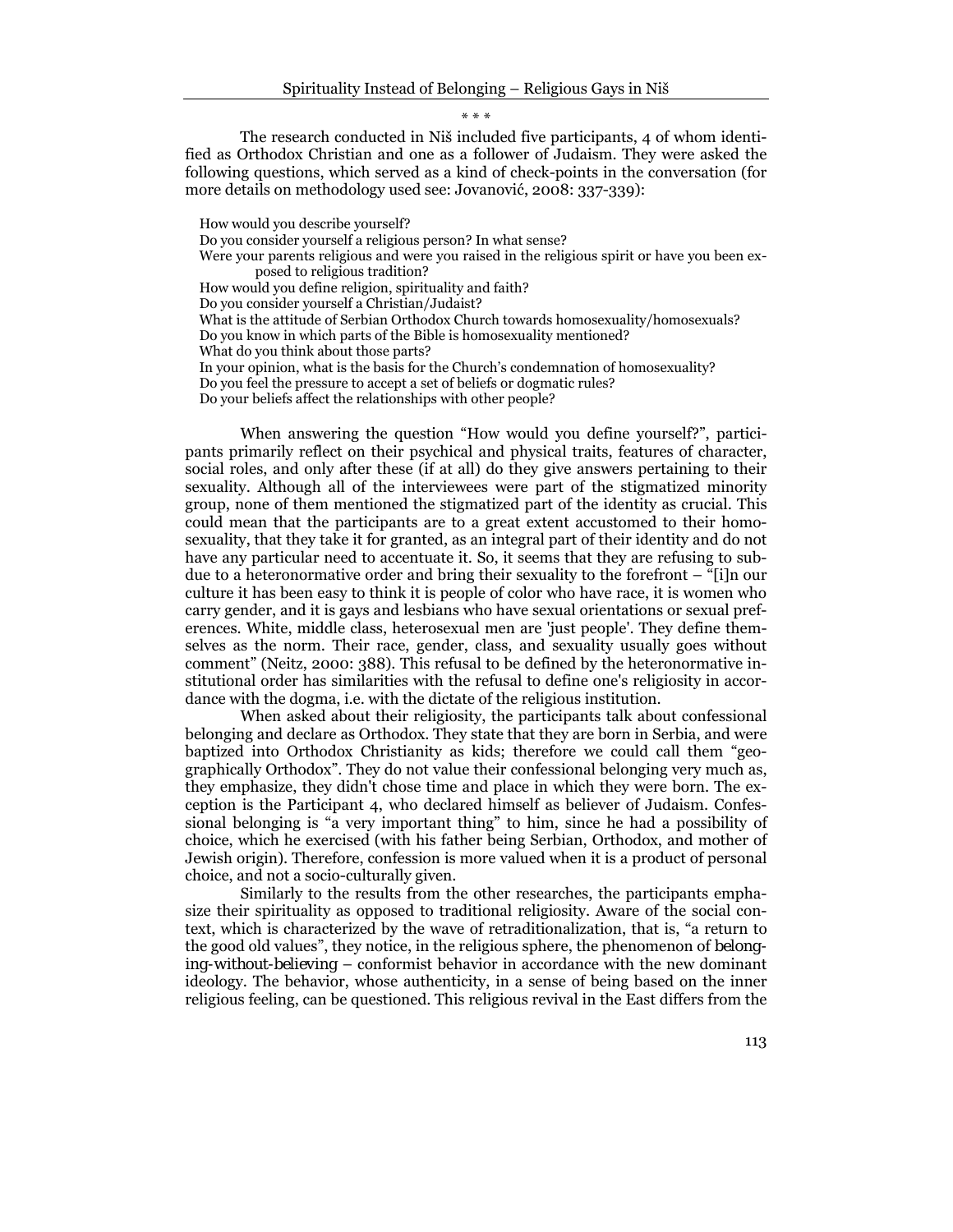\* \* \*

The research conducted in Niš included five participants, 4 of whom identified as Orthodox Christian and one as a follower of Judaism. They were asked the following questions, which served as a kind of check-points in the conversation (for more details on methodology used see: Jovanović, 2008: 337-339):

How would you describe yourself?
Do you consider yourself a religious person? In what sense?
Were your parents religious and were you raised in the religious spirit or have you been exposed to religious tradition?
How would you define religion, spirituality and faith?
Do you consider yourself a Christian/Judaist?
What is the attitude of Serbian Orthodox Church towards homosexuality/homosexuals?
Do you know in which parts of the Bible is homosexuality mentioned?
What do you think about those parts?
In your opinion, what is the basis for the Church's condemnation of homosexuality?
Do you feel the pressure to accept a set of beliefs or dogmatic rules?
Do your beliefs affect the relationships with other people?

When answering the question "How would you define yourself?", participants primarily reflect on their psychical and physical traits, features of character, social roles, and only after these (if at all) do they give answers pertaining to their sexuality. Although all of the interviewees were part of the stigmatized minority group, none of them mentioned the stigmatized part of the identity as crucial. This could mean that the participants are to a great extent accustomed to their homosexuality, that they take it for granted, as an integral part of their identity and do not have any particular need to accentuate it. So, it seems that they are refusing to subdue to a heteronormative order and bring their sexuality to the forefront – "[i]n our culture it has been easy to think it is people of color who have race, it is women who carry gender, and it is gays and lesbians who have sexual orientations or sexual preferences. White, middle class, heterosexual men are 'just people'. They define themselves as the norm. Their race, gender, class, and sexuality usually goes without comment" (Neitz, 2000: 388). This refusal to be defined by the heteronormative institutional order has similarities with the refusal to define one's religiosity in accordance with the dogma, i.e. with the dictate of the religious institution.

When asked about their religiosity, the participants talk about confessional belonging and declare as Orthodox. They state that they are born in Serbia, and were baptized into Orthodox Christianity as kids; therefore we could call them "geographically Orthodox". They do not value their confessional belonging very much as, they emphasize, they didn't chose time and place in which they were born. The exception is the Participant 4, who declared himself as believer of Judaism. Confessional belonging is "a very important thing" to him, since he had a possibility of choice, which he exercised (with his father being Serbian, Orthodox, and mother of Jewish origin). Therefore, confession is more valued when it is a product of personal choice, and not a socio-culturally given.

Similarly to the results from the other researches, the participants emphasize their spirituality as opposed to traditional religiosity. Aware of the social context, which is characterized by the wave of retraditionalization, that is, "a return to the good old values", they notice, in the religious sphere, the phenomenon of *belonging-without-believing* – conformist behavior in accordance with the new dominant ideology. The behavior, whose authenticity, in a sense of being based on the inner religious feeling, can be questioned. This religious revival in the East differs from the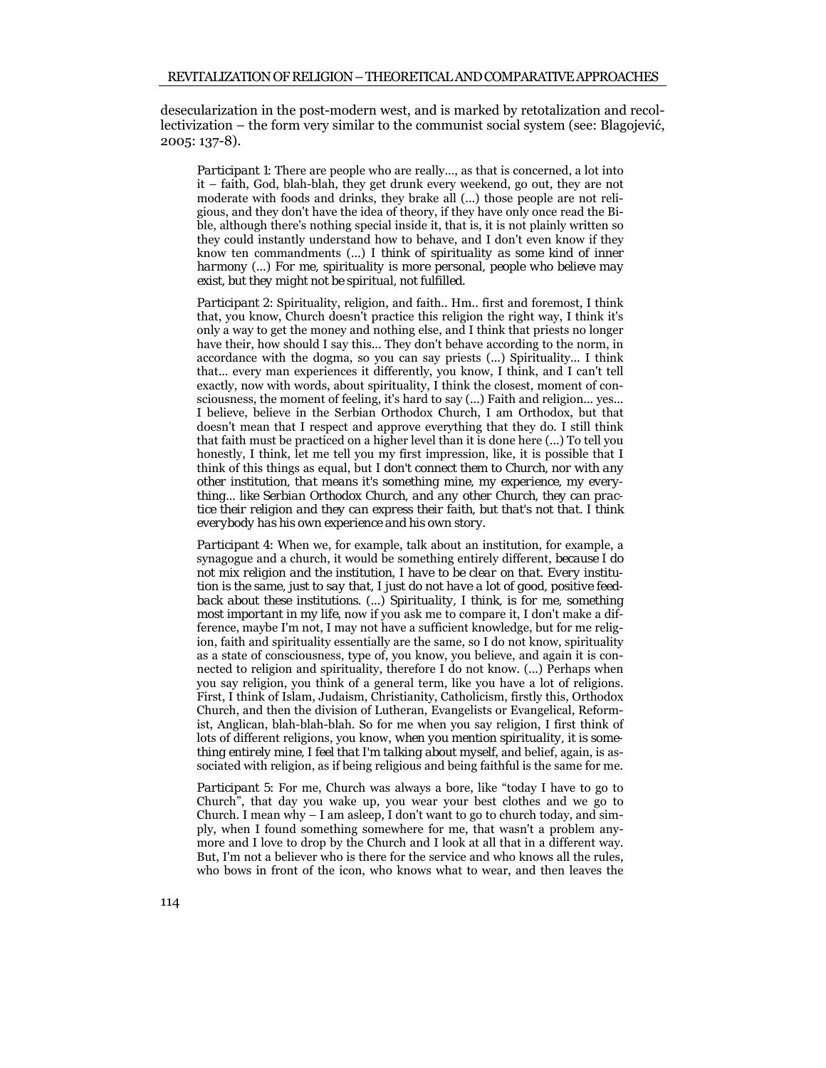desecularization in the post-modern west, and is marked by retotalization and recollectivization – the form very similar to the communist social system (see: Blagojević, 2005: 137-8).

> Participant 1: There are people who are really..., as that is concerned, a lot into it – faith, God, blah-blah, they get drunk every weekend, go out, they are not moderate with foods and drinks, they brake all (...) those people are not religious, and they don't have the idea of theory, if they have only once read the Bible, although there's nothing special inside it, that is, it is not plainly written so they could instantly understand how to behave, and I don't even know if they know ten commandments (...) *I think of spirituality as some kind of inner harmony (...) For me, spirituality is more personal, people who believe may exist, but they might not be spiritual, not fulfilled.*

> Participant 2: Spirituality, religion, and faith.. Hm.. first and foremost, I think that, you know, Church doesn't practice this religion the right way, I think it's only a way to get the money and nothing else, and I think that priests no longer have their, how should I say this... They don't behave according to the norm, in accordance with the dogma, so you can say priests (...) Spirituality... I think that... every man experiences it differently, you know, I think, and I can't tell exactly, now with words, about spirituality, I think the closest, moment of consciousness, the moment of feeling, it's hard to say (...) Faith and religion... yes... I believe, believe in the Serbian Orthodox Church, I am Orthodox, but that doesn't mean that I respect and approve everything that they do. I still think that faith must be practiced on a higher level than it is done here (...) To tell you honestly, I think, let me tell you my first impression, like, it is possible that I think of this things as equal, but *I don't connect them to Church, nor with any other institution, that means it's something mine, my experience, my everything... like Serbian Orthodox Church, and any other Church, they can practice their religion and they can express their faith, but that's not that. I think everybody has his own experience and his own story.*

> Participant 4: When we, for example, talk about an institution, for example, a synagogue and a church, it would be something entirely different, *because I do not mix religion and the institution, I have to be clear on that. Every institution is the same, just to say that, I just do not have a lot of good, positive feedback about these institutions. (...) Spirituality, I think, is for me, something most important in my life,* now if you ask me to compare it, I don't make a difference, maybe I'm not, I may not have a sufficient knowledge, but for me religion, faith and spirituality essentially are the same, so I do not know, spirituality as a state of consciousness, type of, you know, you believe, and again it is connected to religion and spirituality, therefore I do not know. (...) Perhaps when you say religion, you think of a general term, like you have a lot of religions. First, I think of Islam, Judaism, Christianity, Catholicism, firstly this, Orthodox Church, and then the division of Lutheran, Evangelists or Evangelical, Reformist, Anglican, blah-blah-blah. So for me when you say religion, I first think of lots of different religions, you know, *when you mention spirituality, it is something entirely mine, I feel that I'm talking about myself,* and belief, again, is associated with religion, as if being religious and being faithful is the same for me.

> Participant 5: For me, Church was always a bore, like "today I have to go to Church", that day you wake up, you wear your best clothes and we go to Church. I mean why – I am asleep, I don't want to go to church today, and simply, when I found something somewhere for me, that wasn't a problem anymore and I love to drop by the Church and I look at all that in a different way. But, I'm not a believer who is there for the service and who knows all the rules, who bows in front of the icon, who knows what to wear, and then leaves the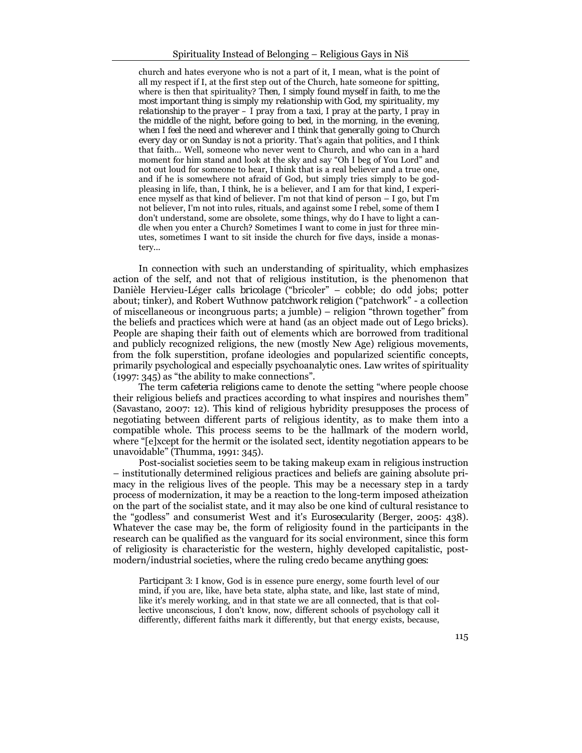> church and hates everyone who is not a part of it, I mean, what is the point of all my respect if I, at the first step out of the Church, hate someone for spitting, where is then that spirituality? *Then, I simply found myself in faith, to me the most important thing is simply my relationship with God, my spirituality, my relationship to the prayer – I pray from a taxi, I pray at the party, I pray in the middle of the night, before going to bed, in the morning, in the evening, when I feel the need and wherever and I think that generally going to Church every day or on Sunday is not a priority.* That's again that politics, and I think that faith... Well, someone who never went to Church, and who can in a hard moment for him stand and look at the sky and say "Oh I beg of You Lord" and not out loud for someone to hear, I think that is a real believer and a true one, and if he is somewhere not afraid of God, but simply tries simply to be god-pleasing in life, than, I think, he is a believer, and I am for that kind, I experience myself as that kind of believer. I'm not that kind of person – I go, but I'm not believer, I'm not into rules, rituals, and against some I rebel, some of them I don't understand, some are obsolete, some things, why do I have to light a candle when you enter a Church? Sometimes I want to come in just for three minutes, sometimes I want to sit inside the church for five days, inside a monastery...

In connection with such an understanding of spirituality, which emphasizes action of the self, and not that of religious institution, is the phenomenon that Danièle Hervieu-Léger calls *bricolage* ("bricoler" – cobble; do odd jobs; potter about; tinker), and Robert Wuthnow *patchwork religion* ("patchwork" - a collection of miscellaneous or incongruous parts; a jumble) – religion "thrown together" from the beliefs and practices which were at hand (as an object made out of Lego bricks). People are shaping their faith out of elements which are borrowed from traditional and publicly recognized religions, the new (mostly New Age) religious movements, from the folk superstition, profane ideologies and popularized scientific concepts, primarily psychological and especially psychoanalytic ones. Law writes of spirituality (1997: 345) as "the ability to make connections".

The term *cafeteria religions* came to denote the setting "where people choose their religious beliefs and practices according to what inspires and nourishes them" (Savastano, 2007: 12). This kind of religious hybridity presupposes the process of negotiating between different parts of religious identity, as to make them into a compatible whole. This process seems to be the hallmark of the modern world, where "[e]xcept for the hermit or the isolated sect, identity negotiation appears to be unavoidable" (Thumma, 1991: 345).

Post-socialist societies seem to be taking makeup exam in religious instruction – institutionally determined religious practices and beliefs are gaining absolute primacy in the religious lives of the people. This may be a necessary step in a tardy process of modernization, it may be a reaction to the long-term imposed atheization on the part of the socialist state, and it may also be one kind of cultural resistance to the "godless" and consumerist West and it's *Eurosecularity* (Berger, 2005: 438). Whatever the case may be, the form of religiosity found in the participants in the research can be qualified as the vanguard for its social environment, since this form of religiosity is characteristic for the western, highly developed capitalistic, post-modern/industrial societies, where the ruling credo became *anything goes*:

> *Participant 3*: I know, God is in essence pure energy, some fourth level of our mind, if you are, like, have beta state, alpha state, and like, last state of mind, like it's merely working, and in that state we are all connected, that is that collective unconscious, I don't know, now, different schools of psychology call it differently, different faiths mark it differently, but that energy exists, because,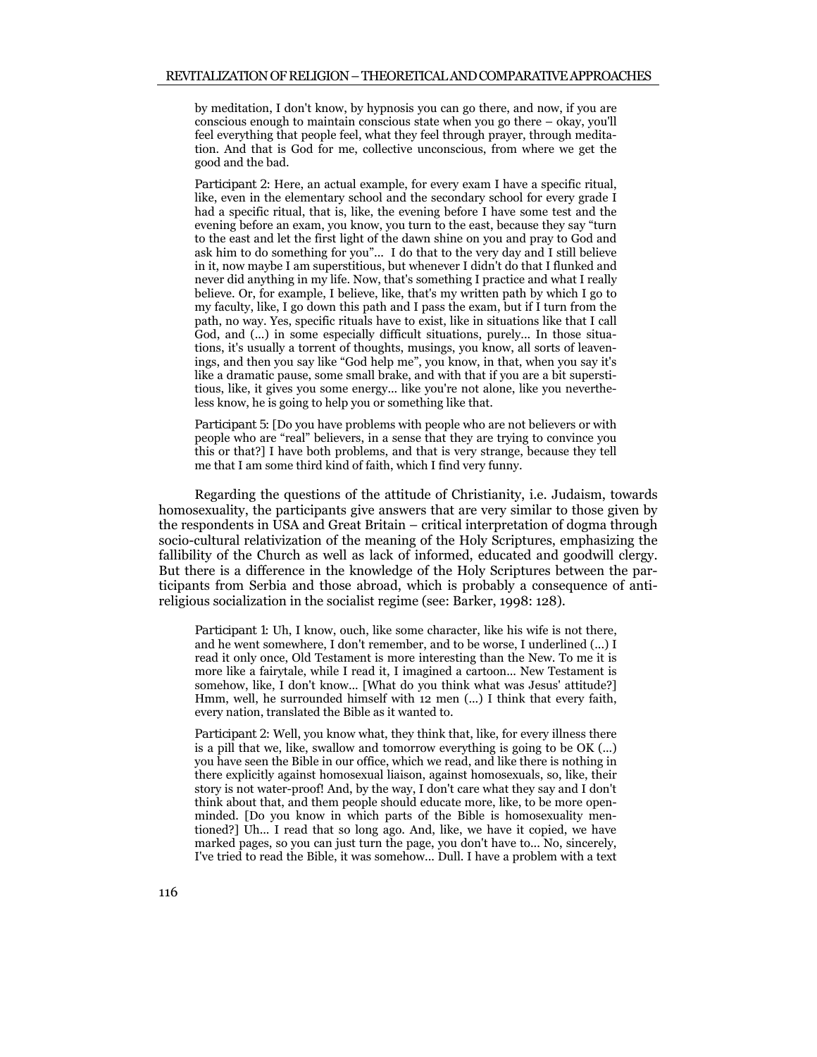by meditation, I don't know, by hypnosis you can go there, and now, if you are conscious enough to maintain conscious state when you go there – okay, you'll feel everything that people feel, what they feel through prayer, through meditation. And that is God for me, collective unconscious, from where we get the good and the bad.

> *Participant 2*: Here, an actual example, for every exam I have a specific ritual, like, even in the elementary school and the secondary school for every grade I had a specific ritual, that is, like, the evening before I have some test and the evening before an exam, you know, you turn to the east, because they say "turn to the east and let the first light of the dawn shine on you and pray to God and ask him to do something for you"... I do that to the very day and I still believe in it, now maybe I am superstitious, but whenever I didn't do that I flunked and never did anything in my life. Now, that's something I practice and what I really believe. Or, for example, I believe, like, that's my written path by which I go to my faculty, like, I go down this path and I pass the exam, but if I turn from the path, no way. Yes, specific rituals have to exist, like in situations like that I call God, and (...) in some especially difficult situations, purely... In those situations, it's usually a torrent of thoughts, musings, you know, all sorts of leavenings, and then you say like "God help me", you know, in that, when you say it's like a dramatic pause, some small brake, and with that if you are a bit superstitious, like, it gives you some energy... like you're not alone, like you nevertheless know, he is going to help you or something like that.

> *Participant 5*: [Do you have problems with people who are not believers or with people who are "real" believers, in a sense that they are trying to convince you this or that?] I have both problems, and that is very strange, because they tell me that I am some third kind of faith, which I find very funny.

Regarding the questions of the attitude of Christianity, i.e. Judaism, towards homosexuality, the participants give answers that are very similar to those given by the respondents in USA and Great Britain – critical interpretation of dogma through socio-cultural relativization of the meaning of the Holy Scriptures, emphasizing the fallibility of the Church as well as lack of informed, educated and goodwill clergy. But there is a difference in the knowledge of the Holy Scriptures between the participants from Serbia and those abroad, which is probably a consequence of anti-religious socialization in the socialist regime (see: Barker, 1998: 128).

> *Participant 1*: Uh, I know, ouch, like some character, like his wife is not there, and he went somewhere, I don't remember, and to be worse, I underlined (...) I read it only once, Old Testament is more interesting than the New. To me it is more like a fairytale, while I read it, I imagined a cartoon... New Testament is somehow, like, I don't know... [What do you think what was Jesus' attitude?] Hmm, well, he surrounded himself with 12 men (...) I think that every faith, every nation, translated the Bible as it wanted to.

> *Participant 2*: Well, you know what, they think that, like, for every illness there is a pill that we, like, swallow and tomorrow everything is going to be OK (...) you have seen the Bible in our office, which we read, and like there is nothing in there explicitly against homosexual liaison, against homosexuals, so, like, their story is not water-proof! And, by the way, I don't care what they say and I don't think about that, and them people should educate more, like, to be more open-minded. [Do you know in which parts of the Bible is homosexuality mentioned?] Uh... I read that so long ago. And, like, we have it copied, we have marked pages, so you can just turn the page, you don't have to... No, sincerely, I've tried to read the Bible, it was somehow... Dull. I have a problem with a text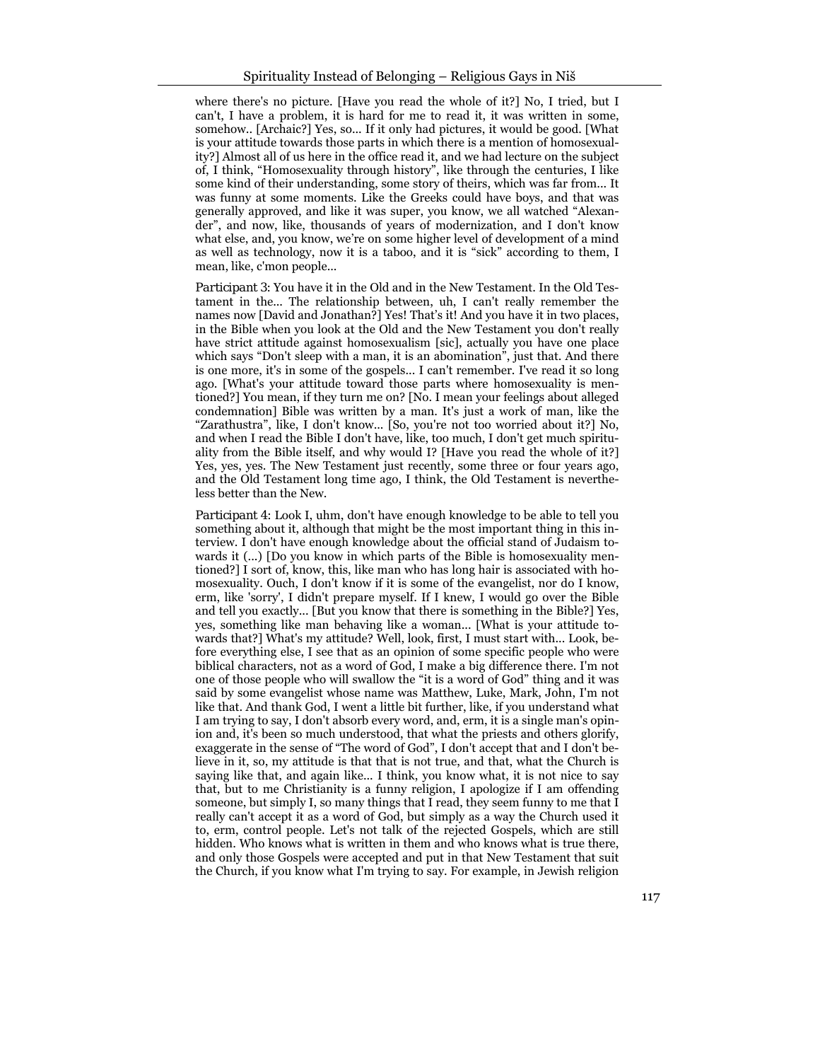where there's no picture. [Have you read the whole of it?] No, I tried, but I can't, I have a problem, it is hard for me to read it, it was written in some, somehow.. [Archaic?] Yes, so... If it only had pictures, it would be good. [What is your attitude towards those parts in which there is a mention of homosexuality?] Almost all of us here in the office read it, and we had lecture on the subject of, I think, "Homosexuality through history", like through the centuries, I like some kind of their understanding, some story of theirs, which was far from... It was funny at some moments. Like the Greeks could have boys, and that was generally approved, and like it was super, you know, we all watched "Alexander", and now, like, thousands of years of modernization, and I don't know what else, and, you know, we're on some higher level of development of a mind as well as technology, now it is a taboo, and it is "sick" according to them, I mean, like, c'mon people...

Participant 3: You have it in the Old and in the New Testament. In the Old Testament in the... The relationship between, uh, I can't really remember the names now [David and Jonathan?] Yes! That's it! And you have it in two places, in the Bible when you look at the Old and the New Testament you don't really have strict attitude against homosexualism [sic], actually you have one place which says "Don't sleep with a man, it is an abomination", just that. And there is one more, it's in some of the gospels... I can't remember. I've read it so long ago. [What's your attitude toward those parts where homosexuality is mentioned?] You mean, if they turn me on? [No. I mean your feelings about alleged condemnation] Bible was written by a man. It's just a work of man, like the "Zarathustra", like, I don't know... [So, you're not too worried about it?] No, and when I read the Bible I don't have, like, too much, I don't get much spirituality from the Bible itself, and why would I? [Have you read the whole of it?] Yes, yes, yes. The New Testament just recently, some three or four years ago, and the Old Testament long time ago, I think, the Old Testament is nevertheless better than the New.

Participant 4: Look I, uhm, don't have enough knowledge to be able to tell you something about it, although that might be the most important thing in this interview. I don't have enough knowledge about the official stand of Judaism towards it (...) [Do you know in which parts of the Bible is homosexuality mentioned?] I sort of, know, this, like man who has long hair is associated with homosexuality. Ouch, I don't know if it is some of the evangelist, nor do I know, erm, like 'sorry', I didn't prepare myself. If I knew, I would go over the Bible and tell you exactly... [But you know that there is something in the Bible?] Yes, yes, something like man behaving like a woman... [What is your attitude towards that?] What's my attitude? Well, look, first, I must start with... Look, before everything else, I see that as an opinion of some specific people who were biblical characters, not as a word of God, I make a big difference there. I'm not one of those people who will swallow the "it is a word of God" thing and it was said by some evangelist whose name was Matthew, Luke, Mark, John, I'm not like that. And thank God, I went a little bit further, like, if you understand what I am trying to say, I don't absorb every word, and, erm, it is a single man's opinion and, it's been so much understood, that what the priests and others glorify, exaggerate in the sense of "The word of God", I don't accept that and I don't believe in it, so, my attitude is that that is not true, and that, what the Church is saying like that, and again like... I think, you know what, it is not nice to say that, but to me Christianity is a funny religion, I apologize if I am offending someone, but simply I, so many things that I read, they seem funny to me that I really can't accept it as a word of God, but simply as a way the Church used it to, erm, control people. Let's not talk of the rejected Gospels, which are still hidden. Who knows what is written in them and who knows what is true there, and only those Gospels were accepted and put in that New Testament that suit the Church, if you know what I'm trying to say. For example, in Jewish religion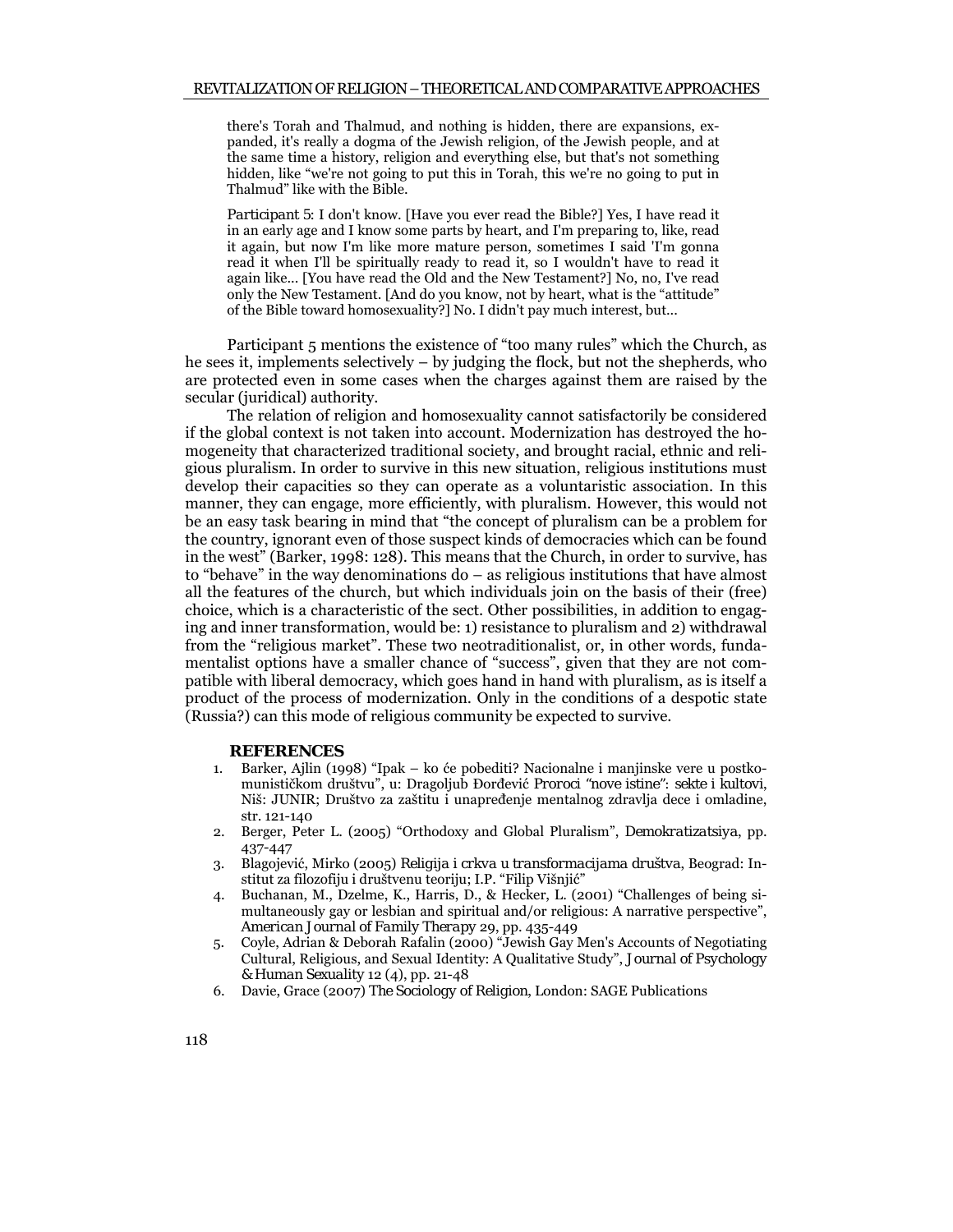there's Torah and Thalmud, and nothing is hidden, there are expansions, expanded, it's really a dogma of the Jewish religion, of the Jewish people, and at the same time a history, religion and everything else, but that's not something hidden, like "we're not going to put this in Torah, this we're no going to put in Thalmud" like with the Bible.

Participant 5: I don't know. [Have you ever read the Bible?] Yes, I have read it in an early age and I know some parts by heart, and I'm preparing to, like, read it again, but now I'm like more mature person, sometimes I said 'I'm gonna read it when I'll be spiritually ready to read it, so I wouldn't have to read it again like... [You have read the Old and the New Testament?] No, no, I've read only the New Testament. [And do you know, not by heart, what is the "attitude" of the Bible toward homosexuality?] No. I didn't pay much interest, but...

Participant 5 mentions the existence of "too many rules" which the Church, as he sees it, implements selectively – by judging the flock, but not the shepherds, who are protected even in some cases when the charges against them are raised by the secular (juridical) authority.

The relation of religion and homosexuality cannot satisfactorily be considered if the global context is not taken into account. Modernization has destroyed the homogeneity that characterized traditional society, and brought racial, ethnic and religious pluralism. In order to survive in this new situation, religious institutions must develop their capacities so they can operate as a voluntaristic association. In this manner, they can engage, more efficiently, with pluralism. However, this would not be an easy task bearing in mind that "the concept of pluralism can be a problem for the country, ignorant even of those suspect kinds of democracies which can be found in the west" (Barker, 1998: 128). This means that the Church, in order to survive, has to "behave" in the way denominations do – as religious institutions that have almost all the features of the church, but which individuals join on the basis of their (free) choice, which is a characteristic of the sect. Other possibilities, in addition to engaging and inner transformation, would be: 1) resistance to pluralism and 2) withdrawal from the "religious market". These two neotraditionalist, or, in other words, fundamentalist options have a smaller chance of "success", given that they are not compatible with liberal democracy, which goes hand in hand with pluralism, as is itself a product of the process of modernization. Only in the conditions of a despotic state (Russia?) can this mode of religious community be expected to survive.

## REFERENCES

1. Barker, Ajlin (1998) "Ipak – ko će pobediti? Nacionalne i manjinske vere u postkomunističkom društvu", u: Dragoljub Đorđević *Proroci "nove istine": sekte i kultovi*, Niš: JUNIR; Društvo za zaštitu i unapređenje mentalnog zdravlja dece i omladine, str. 121-140
2. Berger, Peter L. (2005) "Orthodoxy and Global Pluralism", *Demokratizatsiya*, pp. 437-447
3. Blagojević, Mirko (2005) *Religija i crkva u transformacijama društva*, Beograd: Institut za filozofiju i društvenu teoriju; I.P. "Filip Višnjić"
4. Buchanan, M., Dzelme, K., Harris, D., & Hecker, L. (2001) "Challenges of being simultaneously gay or lesbian and spiritual and/or religious: A narrative perspective", *American Journal of Family Therapy* 29, pp. 435-449
5. Coyle, Adrian & Deborah Rafalin (2000) "Jewish Gay Men's Accounts of Negotiating Cultural, Religious, and Sexual Identity: A Qualitative Study", *Journal of Psychology & Human Sexuality* 12 (4), pp. 21-48
6. Davie, Grace (2007) *The Sociology of Religion*, London: SAGE Publications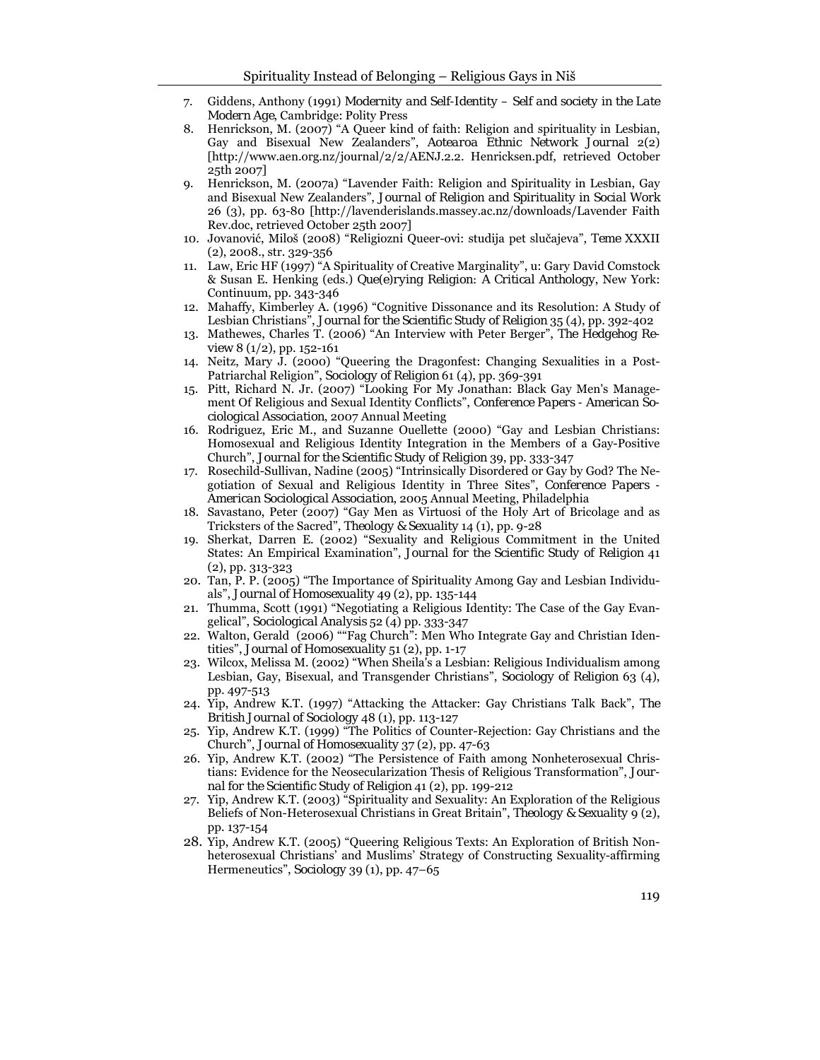7. Giddens, Anthony (1991) *Modernity and Self-Identity – Self and society in the Late Modern Age*, Cambridge: Polity Press
8. Henrickson, M. (2007) "A Queer kind of faith: Religion and spirituality in Lesbian, Gay and Bisexual New Zealanders", *Aotearoa Ethnic Network Journal* 2(2) [http://www.aen.org.nz/journal/2/2/AENJ.2.2. Henricksen.pdf, retrieved October 25th 2007]
9. Henrickson, M. (2007a) "Lavender Faith: Religion and Spirituality in Lesbian, Gay and Bisexual New Zealanders", *Journal of Religion and Spirituality in Social Work* 26 (3), pp. 63-80 [http://lavenderislands.massey.ac.nz/downloads/Lavender Faith Rev.doc, retrieved October 25th 2007]
10. Jovanović, Miloš (2008) "Religiozni Queer-ovi: studija pet slučajeva", *Teme XXXII* (2), 2008., str. 329-356
11. Law, Eric HF (1997) "A Spirituality of Creative Marginality", u: Gary David Comstock & Susan E. Henking (eds.) *Que(e)rying Religion: A Critical Anthology*, New York: Continuum, pp. 343-346
12. Mahaffy, Kimberley A. (1996) "Cognitive Dissonance and its Resolution: A Study of Lesbian Christians", *Journal for the Scientific Study of Religion* 35 (4), pp. 392-402
13. Mathewes, Charles T. (2006) "An Interview with Peter Berger", *The Hedgehog Review* 8 (1/2), pp. 152-161
14. Neitz, Mary J. (2000) "Queering the Dragonfest: Changing Sexualities in a Post-Patriarchal Religion", *Sociology of Religion* 61 (4), pp. 369-391
15. Pitt, Richard N. Jr. (2007) "Looking For My Jonathan: Black Gay Men's Management Of Religious and Sexual Identity Conflicts", *Conference Papers - American Sociological Association*, 2007 Annual Meeting
16. Rodriguez, Eric M., and Suzanne Ouellette (2000) "Gay and Lesbian Christians: Homosexual and Religious Identity Integration in the Members of a Gay-Positive Church", *Journal for the Scientific Study of Religion* 39, pp. 333-347
17. Rosechild-Sullivan, Nadine (2005) "Intrinsically Disordered or Gay by God? The Negotiation of Sexual and Religious Identity in Three Sites", *Conference Papers - American Sociological Association*, 2005 Annual Meeting, Philadelphia
18. Savastano, Peter (2007) "Gay Men as Virtuosi of the Holy Art of Bricolage and as Tricksters of the Sacred", *Theology & Sexuality* 14 (1), pp. 9-28
19. Sherkat, Darren E. (2002) "Sexuality and Religious Commitment in the United States: An Empirical Examination", *Journal for the Scientific Study of Religion* 41 (2), pp. 313-323
20. Tan, P. P. (2005) "The Importance of Spirituality Among Gay and Lesbian Individuals", *Journal of Homosexuality* 49 (2), pp. 135-144
21. Thumma, Scott (1991) "Negotiating a Religious Identity: The Case of the Gay Evangelical", *Sociological Analysis* 52 (4) pp. 333-347
22. Walton, Gerald (2006) ""Fag Church": Men Who Integrate Gay and Christian Identities", *Journal of Homosexuality* 51 (2), pp. 1-17
23. Wilcox, Melissa M. (2002) "When Sheila's a Lesbian: Religious Individualism among Lesbian, Gay, Bisexual, and Transgender Christians", *Sociology of Religion* 63 (4), pp. 497-513
24. Yip, Andrew K.T. (1997) "Attacking the Attacker: Gay Christians Talk Back", *The British Journal of Sociology* 48 (1), pp. 113-127
25. Yip, Andrew K.T. (1999) "The Politics of Counter-Rejection: Gay Christians and the Church", *Journal of Homosexuality* 37 (2), pp. 47-63
26. Yip, Andrew K.T. (2002) "The Persistence of Faith among Nonheterosexual Christians: Evidence for the Neosecularization Thesis of Religious Transformation", *Journal for the Scientific Study of Religion* 41 (2), pp. 199-212
27. Yip, Andrew K.T. (2003) "Spirituality and Sexuality: An Exploration of the Religious Beliefs of Non-Heterosexual Christians in Great Britain", *Theology & Sexuality* 9 (2), pp. 137-154
28. Yip, Andrew K.T. (2005) "Queering Religious Texts: An Exploration of British Non-heterosexual Christians' and Muslims' Strategy of Constructing Sexuality-affirming Hermeneutics", *Sociology* 39 (1), pp. 47–65